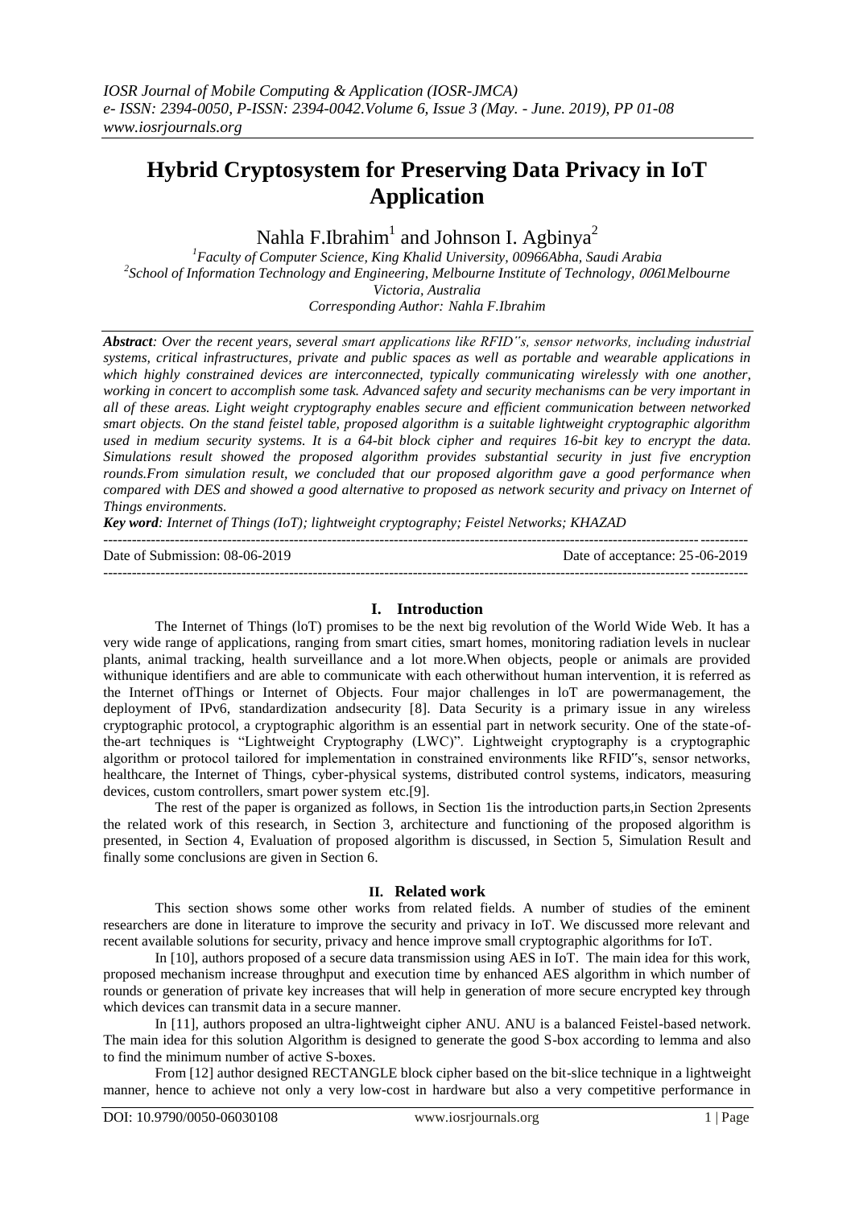# Hybrid Cryptosystem for Preserving Data Privacy in IoT Application

Nahla F.Ibrahim[1] and Johnson I. Agbinya[2]

[1]Faculty of Computer Science, King Khalid University, 00966Abha, Saudi Arabia
[2]School of Information Technology and Engineering, Melbourne Institute of Technology, 0061Melbourne Victoria, Australia
Corresponding Author: Nahla F.Ibrahim

***Abstract**: Over the recent years, several smart applications like RFID"s, sensor networks, including industrial systems, critical infrastructures, private and public spaces as well as portable and wearable applications in which highly constrained devices are interconnected, typically communicating wirelessly with one another, working in concert to accomplish some task. Advanced safety and security mechanisms can be very important in all of these areas. Light weight cryptography enables secure and efficient communication between networked smart objects. On the stand feistel table, proposed algorithm is a suitable lightweight cryptographic algorithm used in medium security systems. It is a 64-bit block cipher and requires 16-bit key to encrypt the data. Simulations result showed the proposed algorithm provides substantial security in just five encryption rounds.From simulation result, we concluded that our proposed algorithm gave a good performance when compared with DES and showed a good alternative to proposed as network security and privacy on Internet of Things environments.*

***Key word**: Internet of Things (IoT); lightweight cryptography; Feistel Networks; KHAZAD*

---

Date of Submission: 08-06-2019 Date of acceptance: 25-06-2019

---

## I. Introduction

The Internet of Things (loT) promises to be the next big revolution of the World Wide Web. It has a very wide range of applications, ranging from smart cities, smart homes, monitoring radiation levels in nuclear plants, animal tracking, health surveillance and a lot more.When objects, people or animals are provided withunique identifiers and are able to communicate with each otherwithout human intervention, it is referred as the Internet ofThings or Internet of Objects. Four major challenges in loT are powermanagement, the deployment of IPv6, standardization andsecurity [8]. Data Security is a primary issue in any wireless cryptographic protocol, a cryptographic algorithm is an essential part in network security. One of the state-of-the-art techniques is "Lightweight Cryptography (LWC)". Lightweight cryptography is a cryptographic algorithm or protocol tailored for implementation in constrained environments like RFID"s, sensor networks, healthcare, the Internet of Things, cyber-physical systems, distributed control systems, indicators, measuring devices, custom controllers, smart power system etc.[9].

The rest of the paper is organized as follows, in Section 1is the introduction parts,in Section 2presents the related work of this research, in Section 3, architecture and functioning of the proposed algorithm is presented, in Section 4, Evaluation of proposed algorithm is discussed, in Section 5, Simulation Result and finally some conclusions are given in Section 6.

## II. Related work

This section shows some other works from related fields. A number of studies of the eminent researchers are done in literature to improve the security and privacy in IoT. We discussed more relevant and recent available solutions for security, privacy and hence improve small cryptographic algorithms for IoT.

In [10], authors proposed of a secure data transmission using AES in IoT. The main idea for this work, proposed mechanism increase throughput and execution time by enhanced AES algorithm in which number of rounds or generation of private key increases that will help in generation of more secure encrypted key through which devices can transmit data in a secure manner.

In [11], authors proposed an ultra-lightweight cipher ANU. ANU is a balanced Feistel-based network. The main idea for this solution Algorithm is designed to generate the good S-box according to lemma and also to find the minimum number of active S-boxes.

From [12] author designed RECTANGLE block cipher based on the bit-slice technique in a lightweight manner, hence to achieve not only a very low-cost in hardware but also a very competitive performance in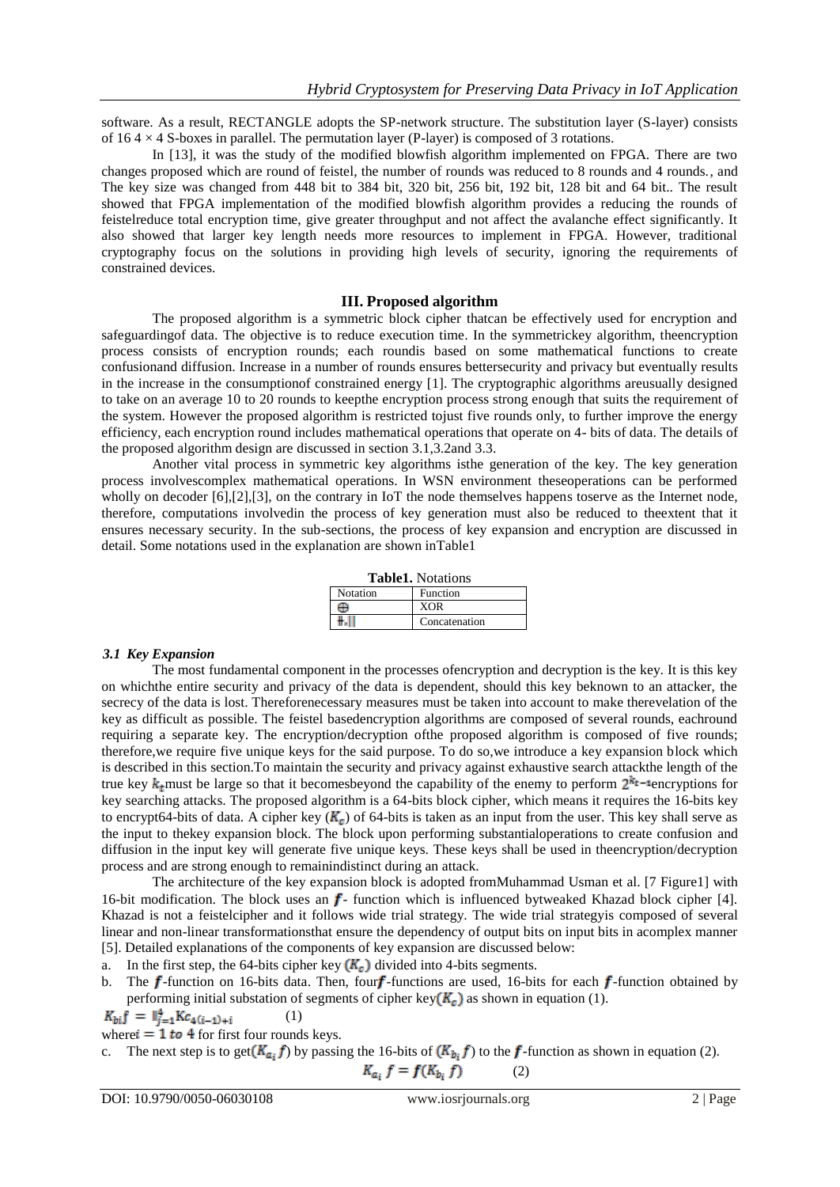software. As a result, RECTANGLE adopts the SP-network structure. The substitution layer (S-layer) consists of 16 4 × 4 S-boxes in parallel. The permutation layer (P-layer) is composed of 3 rotations.

In [13], it was the study of the modified blowfish algorithm implemented on FPGA. There are two changes proposed which are round of feistel, the number of rounds was reduced to 8 rounds and 4 rounds., and The key size was changed from 448 bit to 384 bit, 320 bit, 256 bit, 192 bit, 128 bit and 64 bit.. The result showed that FPGA implementation of the modified blowfish algorithm provides a reducing the rounds of feistelreduce total encryption time, give greater throughput and not affect the avalanche effect significantly. It also showed that larger key length needs more resources to implement in FPGA. However, traditional cryptography focus on the solutions in providing high levels of security, ignoring the requirements of constrained devices.

## III. Proposed algorithm

The proposed algorithm is a symmetric block cipher thatcan be effectively used for encryption and safeguardingof data. The objective is to reduce execution time. In the symmetrickey algorithm, theencryption process consists of encryption rounds; each roundis based on some mathematical functions to create confusionand diffusion. Increase in a number of rounds ensures bettersecurity and privacy but eventually results in the increase in the consumptionof constrained energy [1]. The cryptographic algorithms areusually designed to take on an average 10 to 20 rounds to keepthe encryption process strong enough that suits the requirement of the system. However the proposed algorithm is restricted tojust five rounds only, to further improve the energy efficiency, each encryption round includes mathematical operations that operate on 4- bits of data. The details of the proposed algorithm design are discussed in section 3.1,3.2and 3.3.

Another vital process in symmetric key algorithms isthe generation of the key. The key generation process involvescomplex mathematical operations. In WSN environment theseoperations can be performed wholly on decoder [6],[2],[3], on the contrary in IoT the node themselves happens toserve as the Internet node, therefore, computations involvedin the process of key generation must also be reduced to theextent that it ensures necessary security. In the sub-sections, the process of key expansion and encryption are discussed in detail. Some notations used in the explanation are shown inTable1

**Table1.** Notations

| Notation | Function |
|---|---|
| $\oplus$ | XOR |
| $\#, \|$ | Concatenation |

### *3.1 Key Expansion*

The most fundamental component in the processes ofencryption and decryption is the key. It is this key on whichthe entire security and privacy of the data is dependent, should this key beknown to an attacker, the secrecy of the data is lost. Thereforenecessary measures must be taken into account to make therevelation of the key as difficult as possible. The feistel basedencryption algorithms are composed of several rounds, eachround requiring a separate key. The encryption/decryption ofthe proposed algorithm is composed of five rounds; therefore,we require five unique keys for the said purpose. To do so,we introduce a key expansion block which is described in this section.To maintain the security and privacy against exhaustive search attackthe length of the true key $k_t$must be large so that it becomesbeyond the capability of the enemy to perform $2^{k_t-1}$encryptions for key searching attacks. The proposed algorithm is a 64-bits block cipher, which means it requires the 16-bits key to encrypt64-bits of data. A cipher key ($K_c$) of 64-bits is taken as an input from the user. This key shall serve as the input to thekey expansion block. The block upon performing substantialoperations to create confusion and diffusion in the input key will generate five unique keys. These keys shall be used in theencryption/decryption process and are strong enough to remainindistinct during an attack.

The architecture of the key expansion block is adopted fromMuhammad Usman et al. [7 Figure1] with 16-bit modification. The block uses an $f$- function which is influenced bytweaked Khazad block cipher [4]. Khazad is not a feistelcipher and it follows wide trial strategy. The wide trial strategyis composed of several linear and non-linear transformationsthat ensure the dependency of output bits on input bits in acomplex manner [5]. Detailed explanations of the components of key expansion are discussed below:

a. In the first step, the 64-bits cipher key $(K_c)$ divided into 4-bits segments.
b. The $f$-function on 16-bits data. Then, four$f$-functions are used, 16-bits for each $f$-function obtained by performing initial substation of segments of cipher key$(K_c)$ as shown in equation (1).

$$K_{bi}f = \|_{j=1}^{4} Kc_{4(j-1)+i} \qquad (1)$$

where$i = 1\ to\ 4$ for first four rounds keys.

c. The next step is to get$(K_{a_i} f)$ by passing the 16-bits of $(K_{b_i} f)$ to the $f$-function as shown in equation (2).

$$K_{a_i} f = f(K_{b_i} f) \qquad (2)$$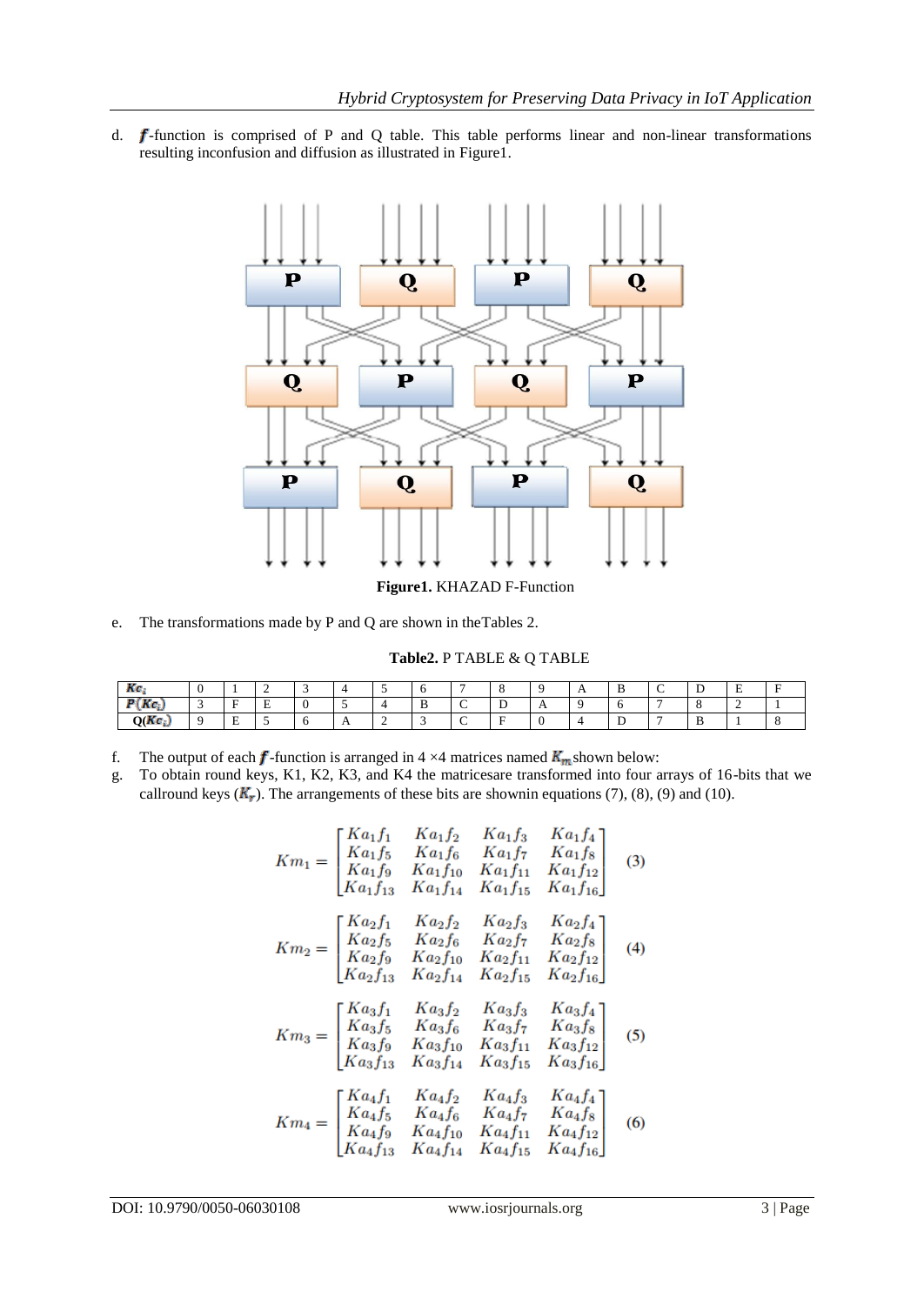d. $f$-function is comprised of P and Q table. This table performs linear and non-linear transformations resulting inconfusion and diffusion as illustrated in Figure1.

P Q P Q
Q P Q P
P Q P Q

**Figure1.** KHAZAD F-Function

e. The transformations made by P and Q are shown in theTables 2.

**Table2.** P TABLE & Q TABLE

| $Kc_i$ | 0 | 1 | 2 | 3 | 4 | 5 | 6 | 7 | 8 | 9 | A | B | C | D | E | F |
|---|---|---|---|---|---|---|---|---|---|---|---|---|---|---|---|---|
| $P(Kc_i)$ | 3 | F | E | 0 | 5 | 4 | B | C | D | A | 9 | 6 | 7 | 8 | 2 | 1 |
| $Q(Kc_i)$ | 9 | E | 5 | 6 | A | 2 | 3 | C | F | 0 | 4 | D | 7 | B | 1 | 8 |

f. The output of each $f$-function is arranged in 4 ×4 matrices named $K_m$ shown below:

g. To obtain round keys, K1, K2, K3, and K4 the matricesare transformed into four arrays of 16-bits that we callround keys ($K_r$). The arrangements of these bits are shownin equations (7), (8), (9) and (10).

$$Km_1 = \begin{bmatrix} Ka_1f_1 & Ka_1f_2 & Ka_1f_3 & Ka_1f_4 \\ Ka_1f_5 & Ka_1f_6 & Ka_1f_7 & Ka_1f_8 \\ Ka_1f_9 & Ka_1f_{10} & Ka_1f_{11} & Ka_1f_{12} \\ Ka_1f_{13} & Ka_1f_{14} & Ka_1f_{15} & Ka_1f_{16} \end{bmatrix} \quad (3)$$

$$Km_2 = \begin{bmatrix} Ka_2f_1 & Ka_2f_2 & Ka_2f_3 & Ka_2f_4 \\ Ka_2f_5 & Ka_2f_6 & Ka_2f_7 & Ka_2f_8 \\ Ka_2f_9 & Ka_2f_{10} & Ka_2f_{11} & Ka_2f_{12} \\ Ka_2f_{13} & Ka_2f_{14} & Ka_2f_{15} & Ka_2f_{16} \end{bmatrix} \quad (4)$$

$$Km_3 = \begin{bmatrix} Ka_3f_1 & Ka_3f_2 & Ka_3f_3 & Ka_3f_4 \\ Ka_3f_5 & Ka_3f_6 & Ka_3f_7 & Ka_3f_8 \\ Ka_3f_9 & Ka_3f_{10} & Ka_3f_{11} & Ka_3f_{12} \\ Ka_3f_{13} & Ka_3f_{14} & Ka_3f_{15} & Ka_3f_{16} \end{bmatrix} \quad (5)$$

$$Km_4 = \begin{bmatrix} Ka_4f_1 & Ka_4f_2 & Ka_4f_3 & Ka_4f_4 \\ Ka_4f_5 & Ka_4f_6 & Ka_4f_7 & Ka_4f_8 \\ Ka_4f_9 & Ka_4f_{10} & Ka_4f_{11} & Ka_4f_{12} \\ Ka_4f_{13} & Ka_4f_{14} & Ka_4f_{15} & Ka_4f_{16} \end{bmatrix} \quad (6)$$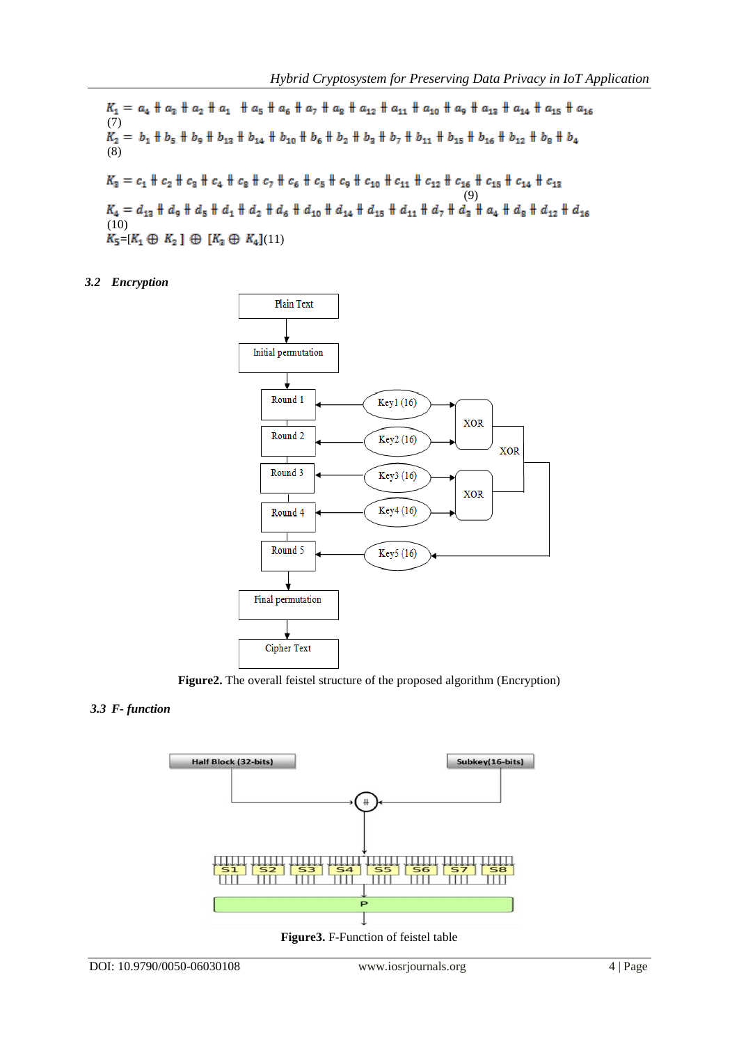$$K_1 = a_4 \# a_3 \# a_2 \# a_1 \# a_5 \# a_6 \# a_7 \# a_8 \# a_{12} \# a_{11} \# a_{10} \# a_9 \# a_{13} \# a_{14} \# a_{15} \# a_{16} \quad (7)$$

$$K_2 = b_1 \# b_5 \# b_9 \# b_{13} \# b_{14} \# b_{10} \# b_6 \# b_2 \# b_3 \# b_7 \# b_{11} \# b_{15} \# b_{16} \# b_{12} \# b_8 \# b_4 \quad (8)$$

$$K_3 = c_1 \# c_2 \# c_3 \# c_4 \# c_8 \# c_7 \# c_6 \# c_5 \# c_9 \# c_{10} \# c_{11} \# c_{12} \# c_{16} \# c_{15} \# c_{14} \# c_{13} \quad (9)$$

$$K_4 = d_{13} \# d_9 \# d_5 \# d_1 \# d_2 \# d_6 \# d_{10} \# d_{14} \# d_{15} \# d_{11} \# d_7 \# d_3 \# a_4 \# d_8 \# d_{12} \# d_{16} \quad (10)$$

$$K_5 = [K_1 \oplus K_2] \oplus [K_3 \oplus K_4] \quad (11)$$

### 3.2 Encryption

Plain Text

Initial permutation

Round 1

Round 2

Round 3

Round 4

Round 5

Final permutation

Cipher Text

Key1 (16)

Key2 (16)

Key3 (16)

Key4 (16)

Key5 (16)

XOR

XOR

XOR

**Figure2.** The overall feistel structure of the proposed algorithm (Encryption)

### 3.3 F- function

Half Block (32-bits)

Subkey(16-bits)

#

S1 S2 S3 S4 S5 S6 S7 S8

P

**Figure3.** F-Function of feistel table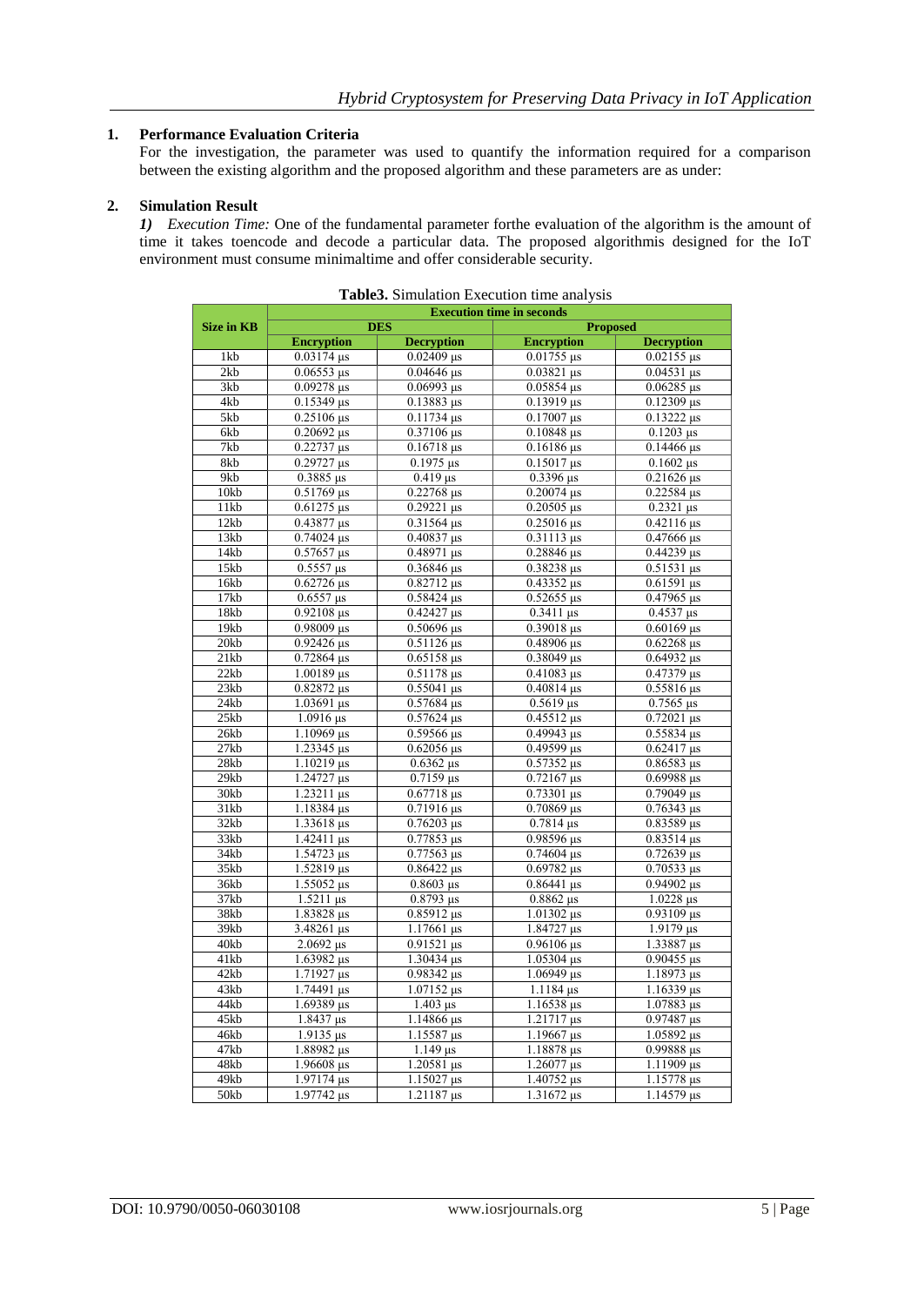## 1. Performance Evaluation Criteria

For the investigation, the parameter was used to quantify the information required for a comparison between the existing algorithm and the proposed algorithm and these parameters are as under:

## 2. Simulation Result

***1)*** *Execution Time:* One of the fundamental parameter forthe evaluation of the algorithm is the amount of time it takes toencode and decode a particular data. The proposed algorithmis designed for the IoT environment must consume minimaltime and offer considerable security.

**Table3.** Simulation Execution time analysis

| Size in KB | Execution time in seconds | | | |
|---|---|---|---|---|
| | DES | | Proposed | |
| | Encryption | Decryption | Encryption | Decryption |
| 1kb | 0.03174 µs | 0.02409 µs | 0.01755 µs | 0.02155 µs |
| 2kb | 0.06553 µs | 0.04646 µs | 0.03821 µs | 0.04531 µs |
| 3kb | 0.09278 µs | 0.06993 µs | 0.05854 µs | 0.06285 µs |
| 4kb | 0.15349 µs | 0.13883 µs | 0.13919 µs | 0.12309 µs |
| 5kb | 0.25106 µs | 0.11734 µs | 0.17007 µs | 0.13222 µs |
| 6kb | 0.20692 µs | 0.37106 µs | 0.10848 µs | 0.1203 µs |
| 7kb | 0.22737 µs | 0.16718 µs | 0.16186 µs | 0.14466 µs |
| 8kb | 0.29727 µs | 0.1975 µs | 0.15017 µs | 0.1602 µs |
| 9kb | 0.3885 µs | 0.419 µs | 0.3396 µs | 0.21626 µs |
| 10kb | 0.51769 µs | 0.22768 µs | 0.20074 µs | 0.22584 µs |
| 11kb | 0.61275 µs | 0.29221 µs | 0.20505 µs | 0.2321 µs |
| 12kb | 0.43877 µs | 0.31564 µs | 0.25016 µs | 0.42116 µs |
| 13kb | 0.74024 µs | 0.40837 µs | 0.31113 µs | 0.47666 µs |
| 14kb | 0.57657 µs | 0.48971 µs | 0.28846 µs | 0.44239 µs |
| 15kb | 0.5557 µs | 0.36846 µs | 0.38238 µs | 0.51531 µs |
| 16kb | 0.62726 µs | 0.82712 µs | 0.43352 µs | 0.61591 µs |
| 17kb | 0.6557 µs | 0.58424 µs | 0.52655 µs | 0.47965 µs |
| 18kb | 0.92108 µs | 0.42427 µs | 0.3411 µs | 0.4537 µs |
| 19kb | 0.98009 µs | 0.50696 µs | 0.39018 µs | 0.60169 µs |
| 20kb | 0.92426 µs | 0.51126 µs | 0.48906 µs | 0.62268 µs |
| 21kb | 0.72864 µs | 0.65158 µs | 0.38049 µs | 0.64932 µs |
| 22kb | 1.00189 µs | 0.51178 µs | 0.41083 µs | 0.47379 µs |
| 23kb | 0.82872 µs | 0.55041 µs | 0.40814 µs | 0.55816 µs |
| 24kb | 1.03691 µs | 0.57684 µs | 0.5619 µs | 0.7565 µs |
| 25kb | 1.0916 µs | 0.57624 µs | 0.45512 µs | 0.72021 µs |
| 26kb | 1.10969 µs | 0.59566 µs | 0.49943 µs | 0.55834 µs |
| 27kb | 1.23345 µs | 0.62056 µs | 0.49599 µs | 0.62417 µs |
| 28kb | 1.10219 µs | 0.6362 µs | 0.57352 µs | 0.86583 µs |
| 29kb | 1.24727 µs | 0.7159 µs | 0.72167 µs | 0.69988 µs |
| 30kb | 1.23211 µs | 0.67718 µs | 0.73301 µs | 0.79049 µs |
| 31kb | 1.18384 µs | 0.71916 µs | 0.70869 µs | 0.76343 µs |
| 32kb | 1.33618 µs | 0.76203 µs | 0.7814 µs | 0.83589 µs |
| 33kb | 1.42411 µs | 0.77853 µs | 0.98596 µs | 0.83514 µs |
| 34kb | 1.54723 µs | 0.77563 µs | 0.74604 µs | 0.72639 µs |
| 35kb | 1.52819 µs | 0.86422 µs | 0.69782 µs | 0.70533 µs |
| 36kb | 1.55052 µs | 0.8603 µs | 0.86441 µs | 0.94902 µs |
| 37kb | 1.5211 µs | 0.8793 µs | 0.8862 µs | 1.0228 µs |
| 38kb | 1.83828 µs | 0.85912 µs | 1.01302 µs | 0.93109 µs |
| 39kb | 3.48261 µs | 1.17661 µs | 1.84727 µs | 1.9179 µs |
| 40kb | 2.0692 µs | 0.91521 µs | 0.96106 µs | 1.33887 µs |
| 41kb | 1.63982 µs | 1.30434 µs | 1.05304 µs | 0.90455 µs |
| 42kb | 1.71927 µs | 0.98342 µs | 1.06949 µs | 1.18973 µs |
| 43kb | 1.74491 µs | 1.07152 µs | 1.1184 µs | 1.16339 µs |
| 44kb | 1.69389 µs | 1.403 µs | 1.16538 µs | 1.07883 µs |
| 45kb | 1.8437 µs | 1.14866 µs | 1.21717 µs | 0.97487 µs |
| 46kb | 1.9135 µs | 1.15587 µs | 1.19667 µs | 1.05892 µs |
| 47kb | 1.88982 µs | 1.149 µs | 1.18878 µs | 0.99888 µs |
| 48kb | 1.96608 µs | 1.20581 µs | 1.26077 µs | 1.11909 µs |
| 49kb | 1.97174 µs | 1.15027 µs | 1.40752 µs | 1.15778 µs |
| 50kb | 1.97742 µs | 1.21187 µs | 1.31672 µs | 1.14579 µs |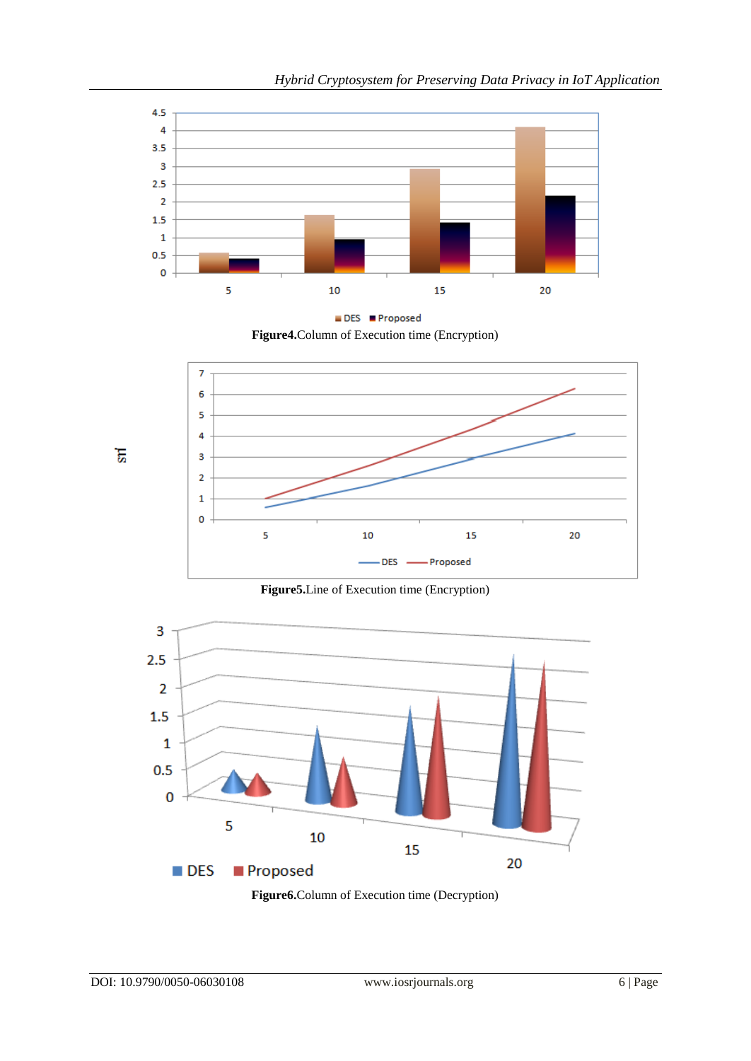4.5
4
3.5
3
2.5
2
1.5
1
0.5
0

5
10
15
20

DES Proposed

**Figure4.**Column of Execution time (Encryption)

μs

7
6
5
4
3
2
1
0

5
10
15
20

DES Proposed

**Figure5.**Line of Execution time (Encryption)

3
2.5
2
1.5
1
0.5
0

5
10
15
20

DES Proposed

**Figure6.**Column of Execution time (Decryption)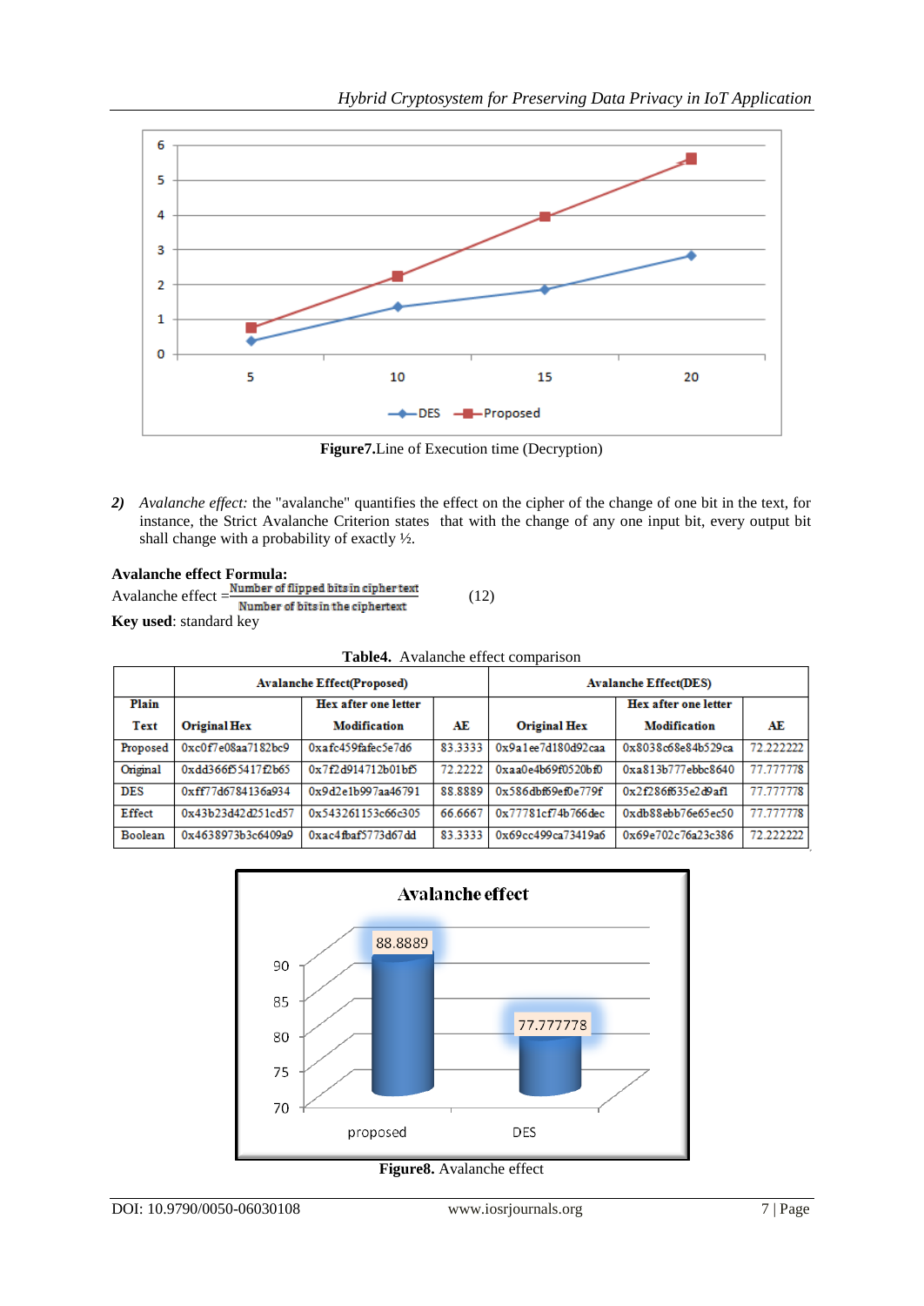**Figure7.**Line of Execution time (Decryption)

2) *Avalanche effect:* the "avalanche" quantifies the effect on the cipher of the change of one bit in the text, for instance, the Strict Avalanche Criterion states that with the change of any one input bit, every output bit shall change with a probability of exactly ½.

**Avalanche effect Formula:**

$$\text{Avalanche effect} = \frac{\text{Number of flipped bits in cipher text}}{\text{Number of bits in the ciphertext}} \quad (12)$$

**Key used**: standard key

**Table4.** Avalanche effect comparison

| Plain Text | Avalanche Effect(Proposed) | | | Avalanche Effect(DES) | | |
|---|---|---|---|---|---|---|
| | Original Hex | Hex after one letter Modification | AE | Original Hex | Hex after one letter Modification | AE |
| Proposed | 0xc0f7e08aa7182bc9 | 0xafc459fafec5e7d6 | 83.3333 | 0x9a1ee7d180d92caa | 0x8038c68e84b529ca | 72.222222 |
| Original | 0xdd366f55417f2b65 | 0x7f2d914712b01bf5 | 72.2222 | 0xaa0e4b69f0520bf0 | 0xa813b777ebbc8640 | 77.777778 |
| DES | 0xff77d6784136a934 | 0x9d2e1b997aa46791 | 88.8889 | 0x586dbf69ef0e779f | 0x2f286f635e2d9af1 | 77.777778 |
| Effect | 0x43b23d42d251cd57 | 0x543261153c66c305 | 66.6667 | 0x77781cf74b766dec | 0xdb88ebb76e65ec50 | 77.777778 |
| Boolean | 0x4638973b3c6409a9 | 0xac4fbaf5773d67dd | 83.3333 | 0x69cc499ca73419a6 | 0x69e702c76a23c386 | 72.222222 |

**Figure8.** Avalanche effect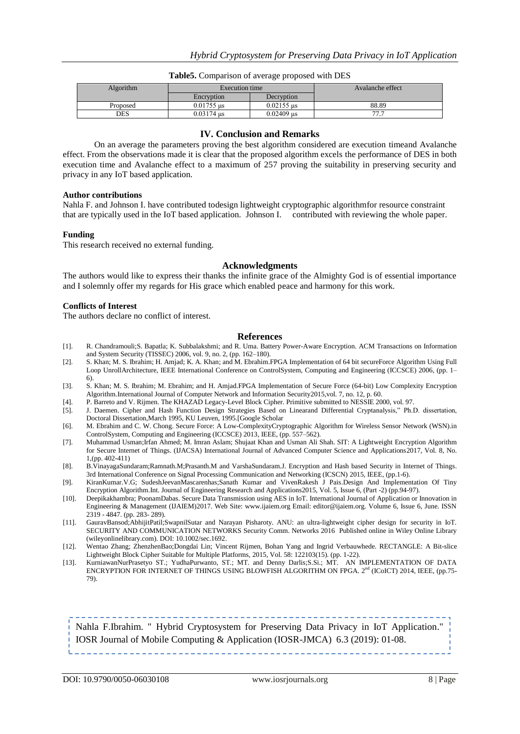**Table5.** Comparison of average proposed with DES

| Algorithm | Execution time | | Avalanche effect |
|---|---|---|---|
| | Encryption | Decryption | |
| Proposed | 0.01755 µs | 0.02155 µs | 88.89 |
| DES | 0.03174 µs | 0.02409 µs | 77.7 |

## IV. Conclusion and Remarks

On an average the parameters proving the best algorithm considered are execution timeand Avalanche effect. From the observations made it is clear that the proposed algorithm excels the performance of DES in both execution time and Avalanche effect to a maximum of 257 proving the suitability in preserving security and privacy in any IoT based application.

**Author contributions**

Nahla F. and Johnson I. have contributed todesign lightweight cryptographic algorithmfor resource constraint that are typically used in the IoT based application. Johnson I. contributed with reviewing the whole paper.

**Funding**

This research received no external funding.

## Acknowledgments

The authors would like to express their thanks the infinite grace of the Almighty God is of essential importance and I solemnly offer my regards for His grace which enabled peace and harmony for this work.

**Conflicts of Interest**

The authors declare no conflict of interest.

## References

[1]. R. Chandramouli;S. Bapatla; K. Subbalakshmi; and R. Uma. Battery Power-Aware Encryption. ACM Transactions on Information and System Security (TISSEC) 2006, vol. 9, no. 2, (pp. 162–180).

[2]. S. Khan; M. S. Ibrahim; H. Amjad; K. A. Khan; and M. Ebrahim.FPGA Implementation of 64 bit secureForce Algorithm Using Full Loop UnrollArchitecture, IEEE International Conference on ControlSystem, Computing and Engineering (ICCSCE) 2006, (pp. 1–6).

[3]. S. Khan; M. S. Ibrahim; M. Ebrahim; and H. Amjad.FPGA Implementation of Secure Force (64-bit) Low Complexity Encryption Algorithm.International Journal of Computer Network and Information Security2015,vol. 7, no. 12, p. 60.

[4]. P. Barreto and V. Rijmen. The KHAZAD Legacy-Level Block Cipher. Primitive submitted to NESSIE 2000, vol. 97.

[5]. J. Daemen. Cipher and Hash Function Design Strategies Based on Linearand Differential Cryptanalysis," Ph.D. dissertation, Doctoral Dissertation,March 1995, KU Leuven, 1995.[Google Scholar

[6]. M. Ebrahim and C. W. Chong. Secure Force: A Low-ComplexityCryptographic Algorithm for Wireless Sensor Network (WSN).in ControlSystem, Computing and Engineering (ICCSCE) 2013, IEEE, (pp. 557–562).

[7]. Muhammad Usman;Irfan Ahmed; M. Imran Aslam; Shujaat Khan and Usman Ali Shah. SIT: A Lightweight Encryption Algorithm for Secure Internet of Things. (IJACSA) International Journal of Advanced Computer Science and Applications2017, Vol. 8, No. 1,(pp. 402-411)

[8]. B.VinayagaSundaram;Ramnath.M;Prasanth.M and VarshaSundaram.J. Encryption and Hash based Security in Internet of Things. 3rd International Conference on Signal Processing Communication and Networking (ICSCN) 2015, IEEE, (pp.1-6).

[9]. KiranKumar.V.G; SudeshJeevanMascarenhas;Sanath Kumar and VivenRakesh J Pais.Design And Implementation Of Tiny Encryption Algorithm.Int. Journal of Engineering Research and Applications2015, Vol. 5, Issue 6, (Part -2) (pp.94-97).

[10]. Deepikakhambra; PoonamDabas. Secure Data Transmission using AES in IoT. International Journal of Application or Innovation in Engineering & Management (IJAIEM)2017. Web Site: www.ijaiem.org Email: editor@ijaiem.org. Volume 6, Issue 6, June. ISSN 2319 - 4847. (pp. 283- 289).

[11]. GauravBansod;AbhijitPatil;SwapnilSutar and Narayan Pisharoty. ANU: an ultra-lightweight cipher design for security in IoT. SECURITY AND COMMUNICATION NETWORKS Security Comm. Networks 2016 Published online in Wiley Online Library (wileyonlinelibrary.com). DOI: 10.1002/sec.1692.

[12]. Wentao Zhang; ZhenzhenBao;Dongdai Lin; Vincent Rijmen, Bohan Yang and Ingrid Verbauwhede. RECTANGLE: A Bit-slice Lightweight Block Cipher Suitable for Multiple Platforms, 2015, Vol. 58: 122103(15). (pp. 1-22).

[13]. KurniawanNurPrasetyo ST.; YudhaPurwanto, ST.; MT. and Denny Darlis;S.Si.; MT. AN IMPLEMENTATION OF DATA ENCRYPTION FOR INTERNET OF THINGS USING BLOWFISH ALGORITHM ON FPGA. 2nd (ICoICT) 2014, IEEE, (pp.75-79).

Nahla F.Ibrahim. " Hybrid Cryptosystem for Preserving Data Privacy in IoT Application." IOSR Journal of Mobile Computing & Application (IOSR-JMCA) 6.3 (2019): 01-08.